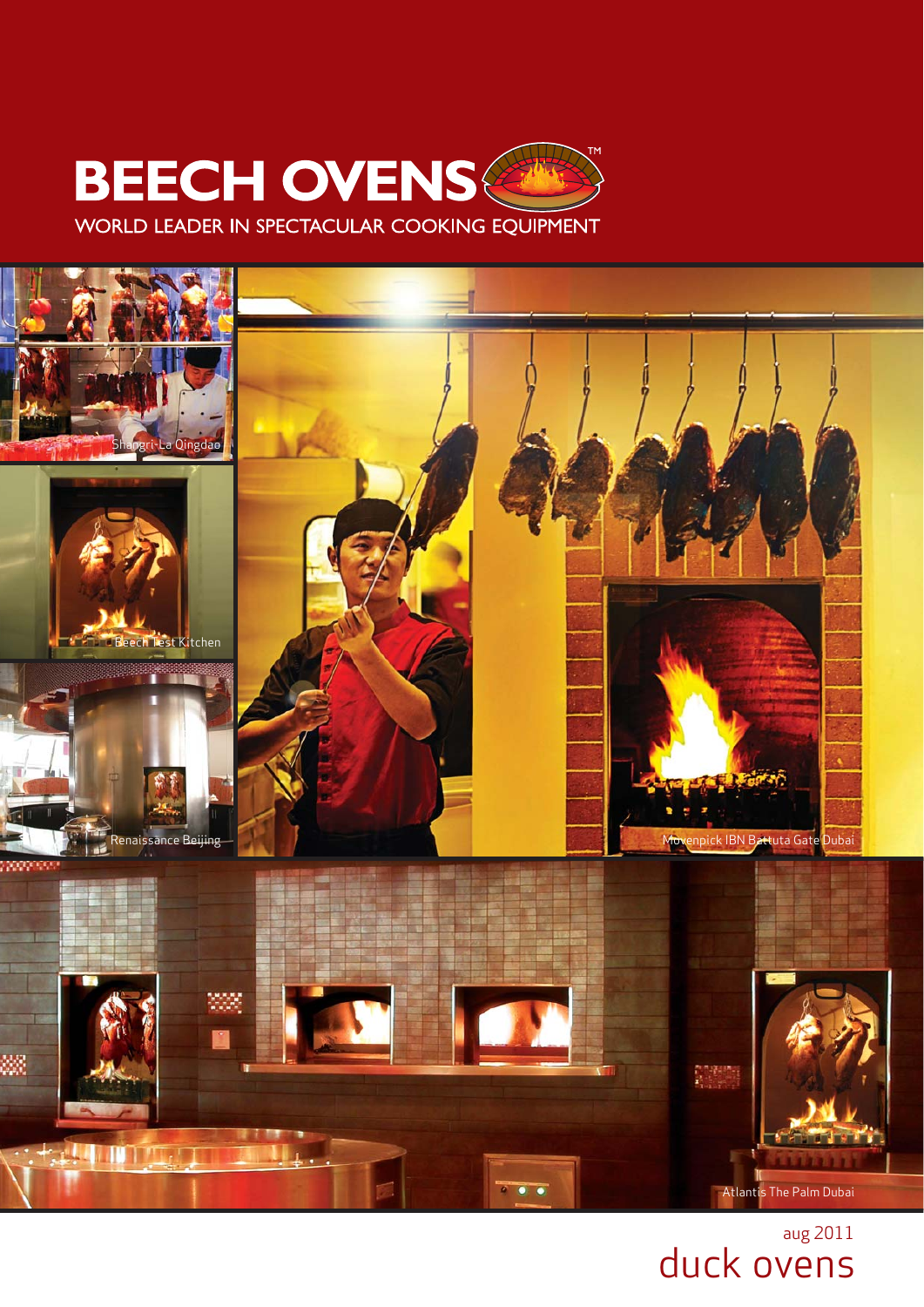# BEECH OVENS™

WORLD LEADER IN SPECTACULAR COOKING EQUIPMENT

Shangri-La Qingdao

Beech Test Kitchen

Renaissance Beijing

Movenpick IBN Battuta Gate Dubai

Atlantis The Palm Dubai

aug 2011

## duck ovens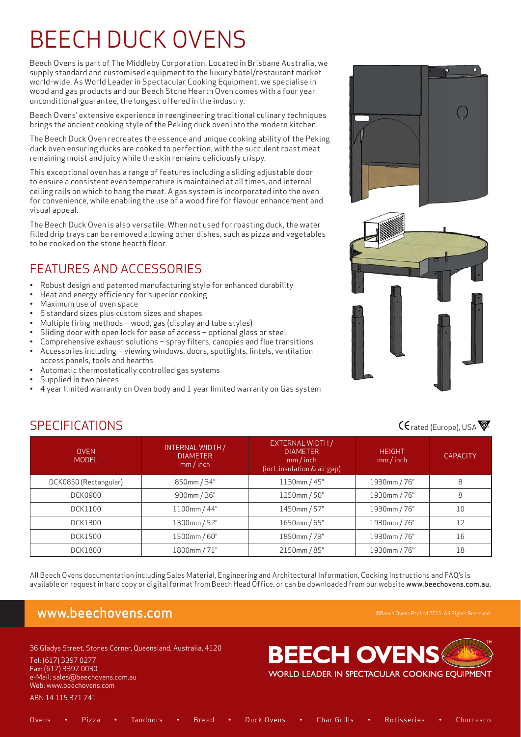# BEECH DUCK OVENS

Beech Ovens is part of The Middleby Corporation. Located in Brisbane Australia, we supply standard and customised equipment to the luxury hotel/restaurant market world-wide. As World Leader in Spectacular Cooking Equipment, we specialise in wood and gas products and our Beech Stone Hearth Oven comes with a four year unconditional guarantee, the longest offered in the industry.

Beech Ovens' extensive experience in reengineering traditional culinary techniques brings the ancient cooking style of the Peking duck oven into the modern kitchen.

The Beech Duck Oven recreates the essence and unique cooking ability of the Peking duck oven ensuring ducks are cooked to perfection, with the succulent roast meat remaining moist and juicy while the skin remains deliciously crispy.

This exceptional oven has a range of features including a sliding adjustable door to ensure a consistent even temperature is maintained at all times, and internal ceiling rails on which to hang the meat. A gas system is incorporated into the oven for convenience, while enabling the use of a wood fire for flavour enhancement and visual appeal.

The Beech Duck Oven is also versatile. When not used for roasting duck, the water filled drip trays can be removed allowing other dishes, such as pizza and vegetables to be cooked on the stone hearth floor.

## FEATURES AND ACCESSORIES

- Robust design and patented manufacturing style for enhanced durability
- Heat and energy efficiency for superior cooking
- Maximum use of oven space
- 6 standard sizes plus custom sizes and shapes
- Multiple firing methods – wood, gas (display and tube styles)
- Sliding door with open lock for ease of access – optional glass or steel
- Comprehensive exhaust solutions – spray filters, canopies and flue transitions
- Accessories including – viewing windows, doors, spotlights, lintels, ventilation access panels, tools and hearths
- Automatic thermostatically controlled gas systems
- Supplied in two pieces
- 4 year limited warranty on Oven body and 1 year limited warranty on Gas system

## SPECIFICATIONS

CE rated (Europe), USA

| OVEN MODEL | INTERNAL WIDTH / DIAMETER mm / inch | EXTERNAL WIDTH / DIAMETER mm / inch (incl. insulation & air gap) | HEIGHT mm / inch | CAPACITY |
|---|---|---|---|---|
| DCK0850 (Rectangular) | 850mm / 34" | 1130mm / 45" | 1930mm / 76" | 8 |
| DCK0900 | 900mm / 36" | 1250mm / 50" | 1930mm / 76" | 8 |
| DCK1100 | 1100mm / 44" | 1450mm / 57" | 1930mm / 76" | 10 |
| DCK1300 | 1300mm / 52" | 1650mm / 65" | 1930mm / 76" | 12 |
| DCK1500 | 1500mm / 60" | 1850mm / 73" | 1930mm / 76" | 16 |
| DCK1800 | 1800mm / 71" | 2150mm / 85" | 1930mm / 76" | 18 |

All Beech Ovens documentation including Sales Material, Engineering and Architectural Information, Cooking Instructions and FAQ's is available on request in hard copy or digital format from Beech Head Office, or can be downloaded from our website www.beechovens.com.au.

www.beechovens.com

©Beech Ovens Pty Ltd 2011. All Rights Reserved.

36 Gladys Street, Stones Corner, Queensland, Australia, 4120

Tel: (617) 3397 0277
Fax: (617) 3397 0030
e-Mail: sales@beechovens.com.au
Web: www.beechovens.com

ABN 14 115 371 741

BEECH OVENS™
WORLD LEADER IN SPECTACULAR COOKING EQUIPMENT

Ovens • Pizza • Tandoors • Bread • Duck Ovens • Char Grills • Rotisseries • Churrasco